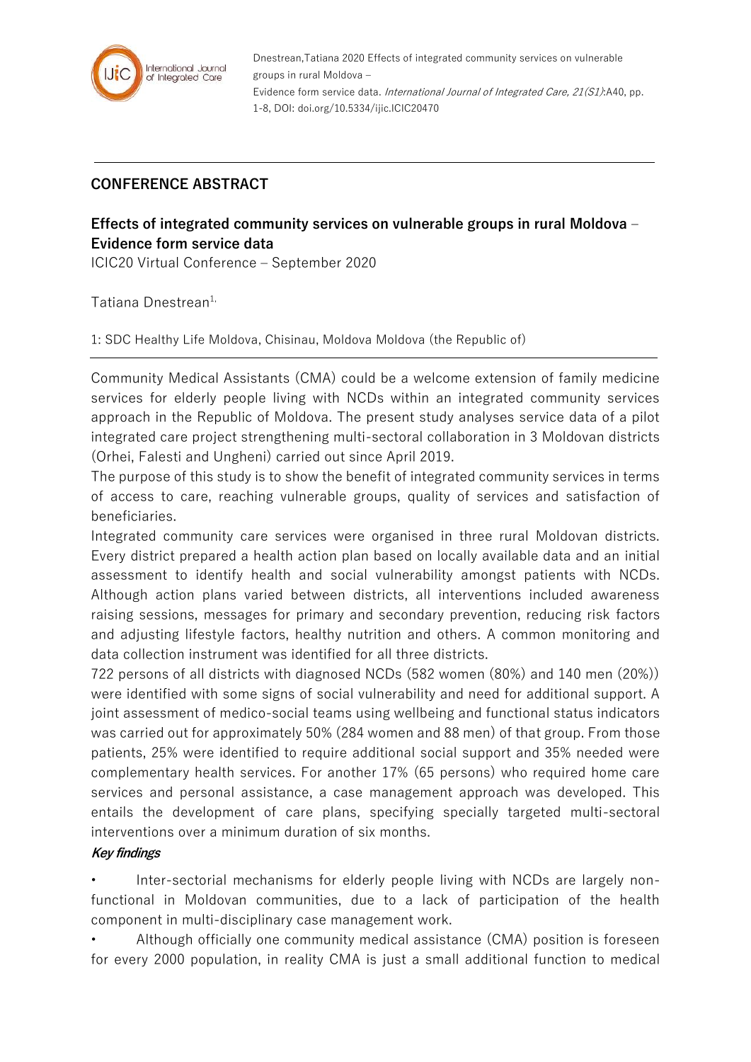Dnestrean,Tatiana 2020 Effects of integrated community services on vulnerable groups in rural Moldova – Evidence form service data. *International Journal of Integrated Care, 21(S1)*:A40, pp. 1-8, DOI: doi.org/10.5334/ijic.ICIC20470

## CONFERENCE ABSTRACT

### Effects of integrated community services on vulnerable groups in rural Moldova – Evidence form service data

ICIC20 Virtual Conference – September 2020

Tatiana Dnestrean[1,]

1: SDC Healthy Life Moldova, Chisinau, Moldova Moldova (the Republic of)

Community Medical Assistants (CMA) could be a welcome extension of family medicine services for elderly people living with NCDs within an integrated community services approach in the Republic of Moldova. The present study analyses service data of a pilot integrated care project strengthening multi-sectoral collaboration in 3 Moldovan districts (Orhei, Falesti and Ungheni) carried out since April 2019.

The purpose of this study is to show the benefit of integrated community services in terms of access to care, reaching vulnerable groups, quality of services and satisfaction of beneficiaries.

Integrated community care services were organised in three rural Moldovan districts. Every district prepared a health action plan based on locally available data and an initial assessment to identify health and social vulnerability amongst patients with NCDs. Although action plans varied between districts, all interventions included awareness raising sessions, messages for primary and secondary prevention, reducing risk factors and adjusting lifestyle factors, healthy nutrition and others. A common monitoring and data collection instrument was identified for all three districts.

722 persons of all districts with diagnosed NCDs (582 women (80%) and 140 men (20%)) were identified with some signs of social vulnerability and need for additional support. A joint assessment of medico-social teams using wellbeing and functional status indicators was carried out for approximately 50% (284 women and 88 men) of that group. From those patients, 25% were identified to require additional social support and 35% needed were complementary health services. For another 17% (65 persons) who required home care services and personal assistance, a case management approach was developed. This entails the development of care plans, specifying specially targeted multi-sectoral interventions over a minimum duration of six months.

***Key findings***

- Inter-sectorial mechanisms for elderly people living with NCDs are largely non-functional in Moldovan communities, due to a lack of participation of the health component in multi-disciplinary case management work.
- Although officially one community medical assistance (CMA) position is foreseen for every 2000 population, in reality CMA is just a small additional function to medical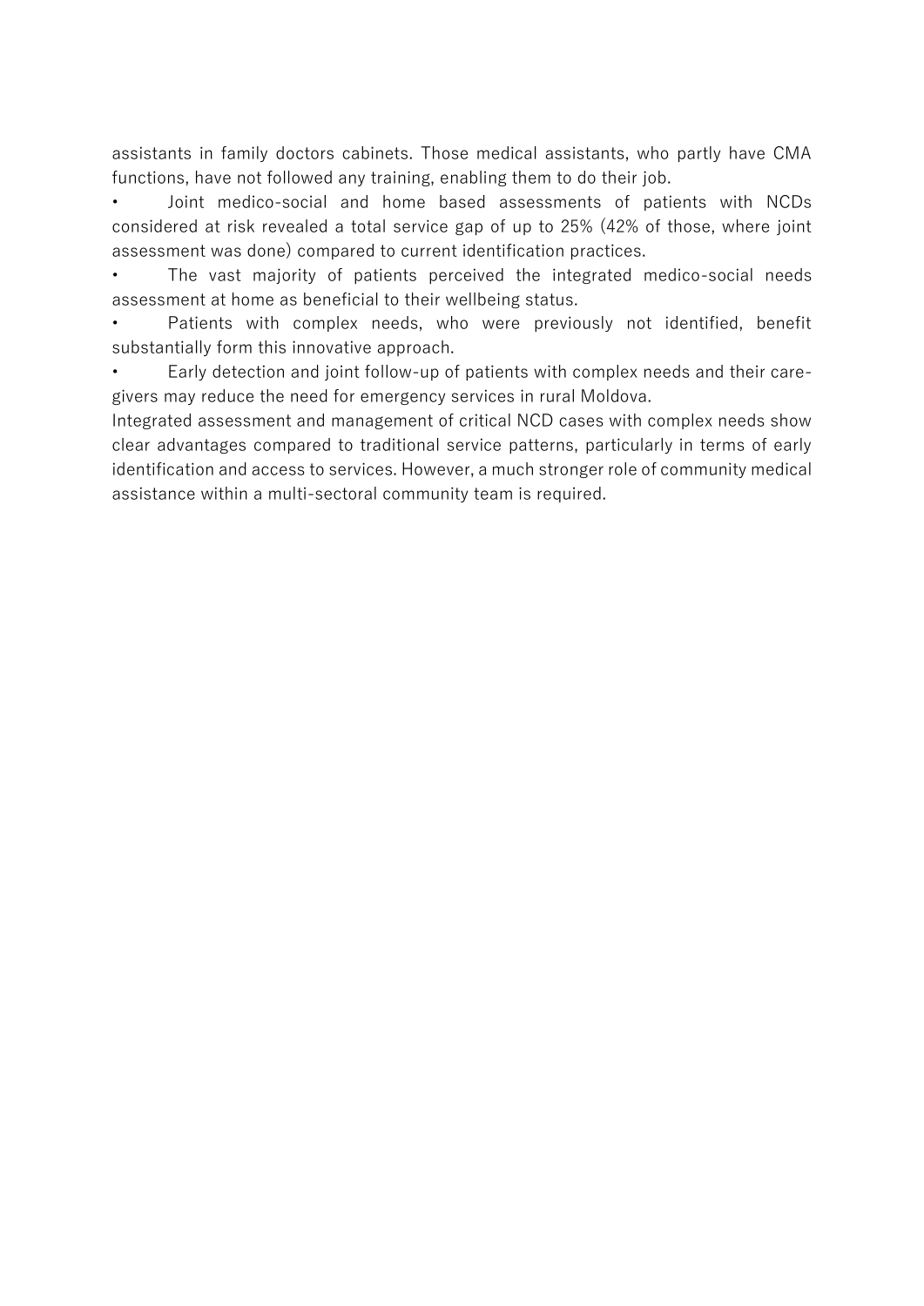assistants in family doctors cabinets. Those medical assistants, who partly have CMA functions, have not followed any training, enabling them to do their job.

- Joint medico-social and home based assessments of patients with NCDs considered at risk revealed a total service gap of up to 25% (42% of those, where joint assessment was done) compared to current identification practices.
- The vast majority of patients perceived the integrated medico-social needs assessment at home as beneficial to their wellbeing status.
- Patients with complex needs, who were previously not identified, benefit substantially form this innovative approach.
- Early detection and joint follow-up of patients with complex needs and their care-givers may reduce the need for emergency services in rural Moldova.

Integrated assessment and management of critical NCD cases with complex needs show clear advantages compared to traditional service patterns, particularly in terms of early identification and access to services. However, a much stronger role of community medical assistance within a multi-sectoral community team is required.